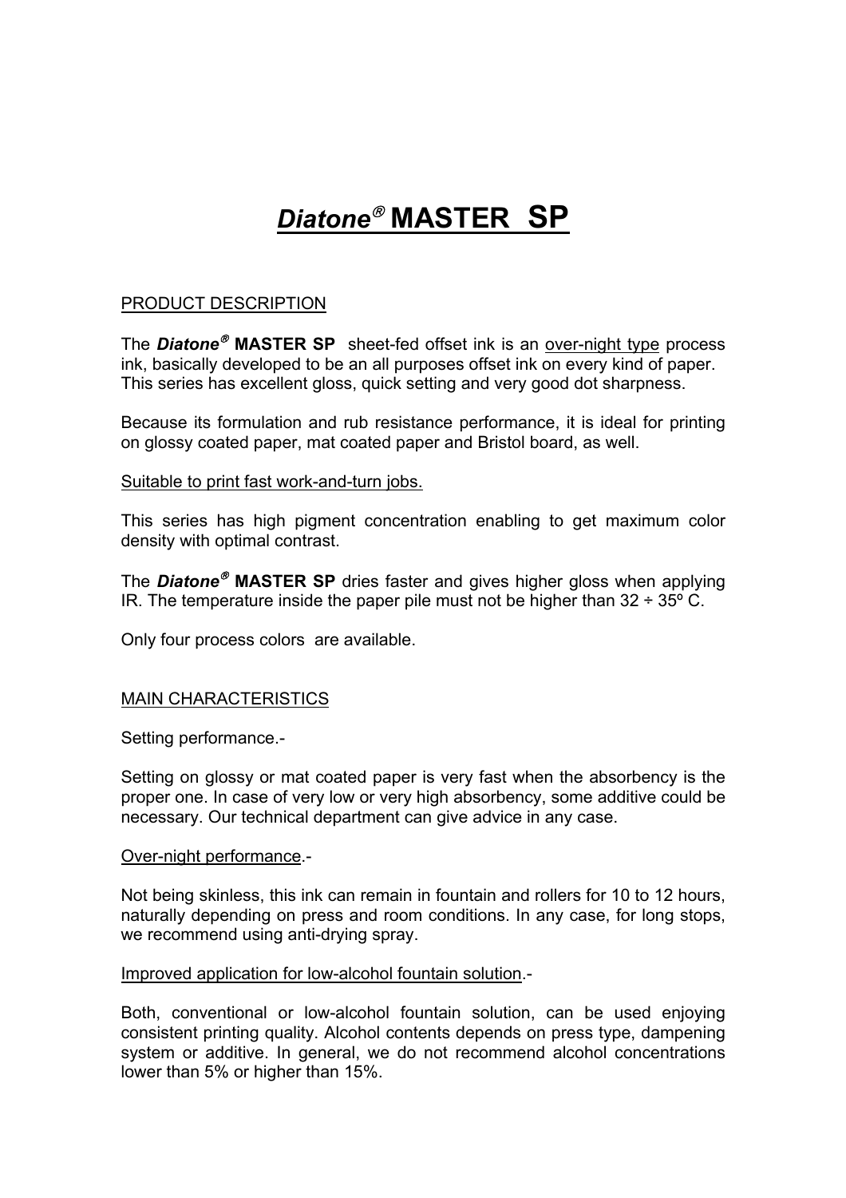# *Diatone*® MASTER SP

## PRODUCT DESCRIPTION

The ***Diatone*® MASTER SP** sheet-fed offset ink is an over-night type process ink, basically developed to be an all purposes offset ink on every kind of paper. This series has excellent gloss, quick setting and very good dot sharpness.

Because its formulation and rub resistance performance, it is ideal for printing on glossy coated paper, mat coated paper and Bristol board, as well.

Suitable to print fast work-and-turn jobs.

This series has high pigment concentration enabling to get maximum color density with optimal contrast.

The ***Diatone*® MASTER SP** dries faster and gives higher gloss when applying IR. The temperature inside the paper pile must not be higher than 32 ÷ 35º C.

Only four process colors are available.

## MAIN CHARACTERISTICS

Setting performance.-

Setting on glossy or mat coated paper is very fast when the absorbency is the proper one. In case of very low or very high absorbency, some additive could be necessary. Our technical department can give advice in any case.

Over-night performance.-

Not being skinless, this ink can remain in fountain and rollers for 10 to 12 hours, naturally depending on press and room conditions. In any case, for long stops, we recommend using anti-drying spray.

Improved application for low-alcohol fountain solution.-

Both, conventional or low-alcohol fountain solution, can be used enjoying consistent printing quality. Alcohol contents depends on press type, dampening system or additive. In general, we do not recommend alcohol concentrations lower than 5% or higher than 15%.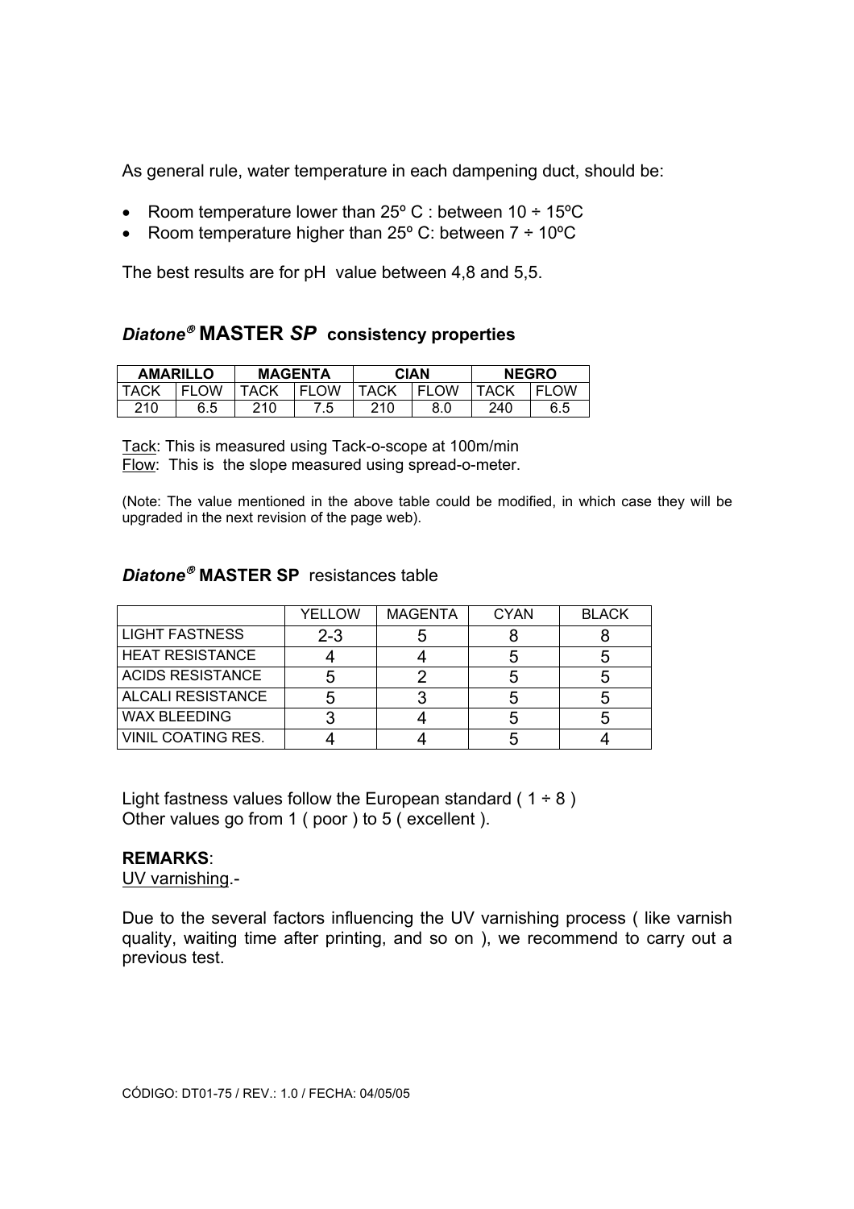As general rule, water temperature in each dampening duct, should be:

- Room temperature lower than 25º C : between 10 ÷ 15ºC
- Room temperature higher than 25º C: between 7 ÷ 10ºC

The best results are for pH value between 4,8 and 5,5.

## *Diatone®* MASTER *SP* consistency properties

| AMARILLO | | MAGENTA | | CIAN | | NEGRO | |
|---|---|---|---|---|---|---|---|
| TACK | FLOW | TACK | FLOW | TACK | FLOW | TACK | FLOW |
| 210 | 6.5 | 210 | 7.5 | 210 | 8.0 | 240 | 6.5 |

<u>Tack</u>: This is measured using Tack-o-scope at 100m/min
<u>Flow</u>: This is the slope measured using spread-o-meter.

(Note: The value mentioned in the above table could be modified, in which case they will be upgraded in the next revision of the page web).

## *Diatone®* MASTER SP resistances table

| | YELLOW | MAGENTA | CYAN | BLACK |
|---|---|---|---|---|
| LIGHT FASTNESS | 2-3 | 5 | 8 | 8 |
| HEAT RESISTANCE | 4 | 4 | 5 | 5 |
| ACIDS RESISTANCE | 5 | 2 | 5 | 5 |
| ALCALI RESISTANCE | 5 | 3 | 5 | 5 |
| WAX BLEEDING | 3 | 4 | 5 | 5 |
| VINIL COATING RES. | 4 | 4 | 5 | 4 |

Light fastness values follow the European standard ( 1 ÷ 8 )
Other values go from 1 ( poor ) to 5 ( excellent ).

**REMARKS**:
<u>UV varnishing</u>.-

Due to the several factors influencing the UV varnishing process ( like varnish quality, waiting time after printing, and so on ), we recommend to carry out a previous test.

CÓDIGO: DT01-75 / REV.: 1.0 / FECHA: 04/05/05